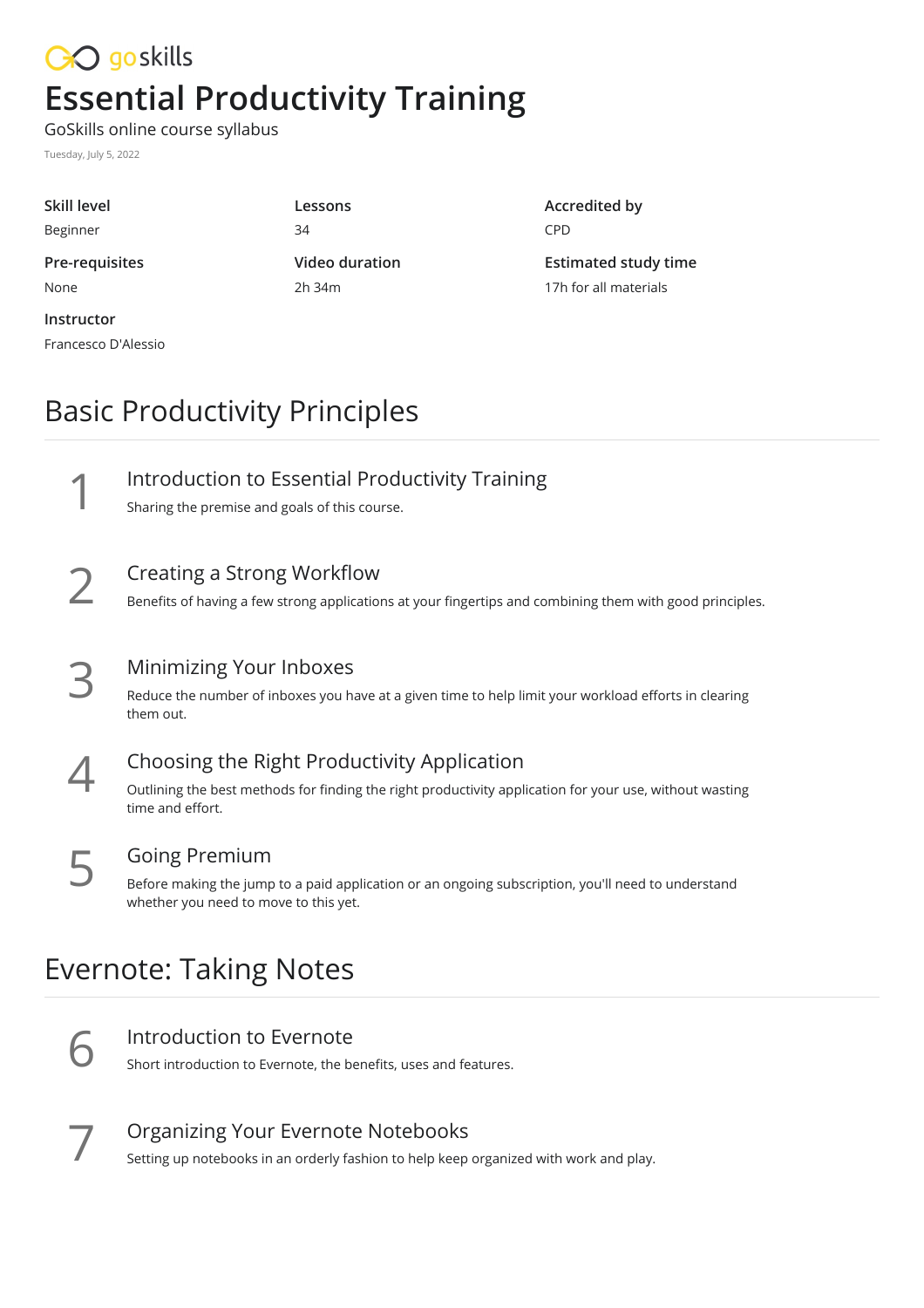goskills

# Essential Productivity Training

GoSkills online course syllabus

Tuesday, July 5, 2022

**Skill level**
Beginner

**Lessons**
34

**Accredited by**
CPD

**Pre-requisites**
None

**Video duration**
2h 34m

**Estimated study time**
17h for all materials

**Instructor**
Francesco D'Alessio

## Basic Productivity Principles

1. **Introduction to Essential Productivity Training**
   Sharing the premise and goals of this course.

2. **Creating a Strong Workflow**
   Benefits of having a few strong applications at your fingertips and combining them with good principles.

3. **Minimizing Your Inboxes**
   Reduce the number of inboxes you have at a given time to help limit your workload efforts in clearing them out.

4. **Choosing the Right Productivity Application**
   Outlining the best methods for finding the right productivity application for your use, without wasting time and effort.

5. **Going Premium**
   Before making the jump to a paid application or an ongoing subscription, you'll need to understand whether you need to move to this yet.

## Evernote: Taking Notes

6. **Introduction to Evernote**
   Short introduction to Evernote, the benefits, uses and features.

7. **Organizing Your Evernote Notebooks**
   Setting up notebooks in an orderly fashion to help keep organized with work and play.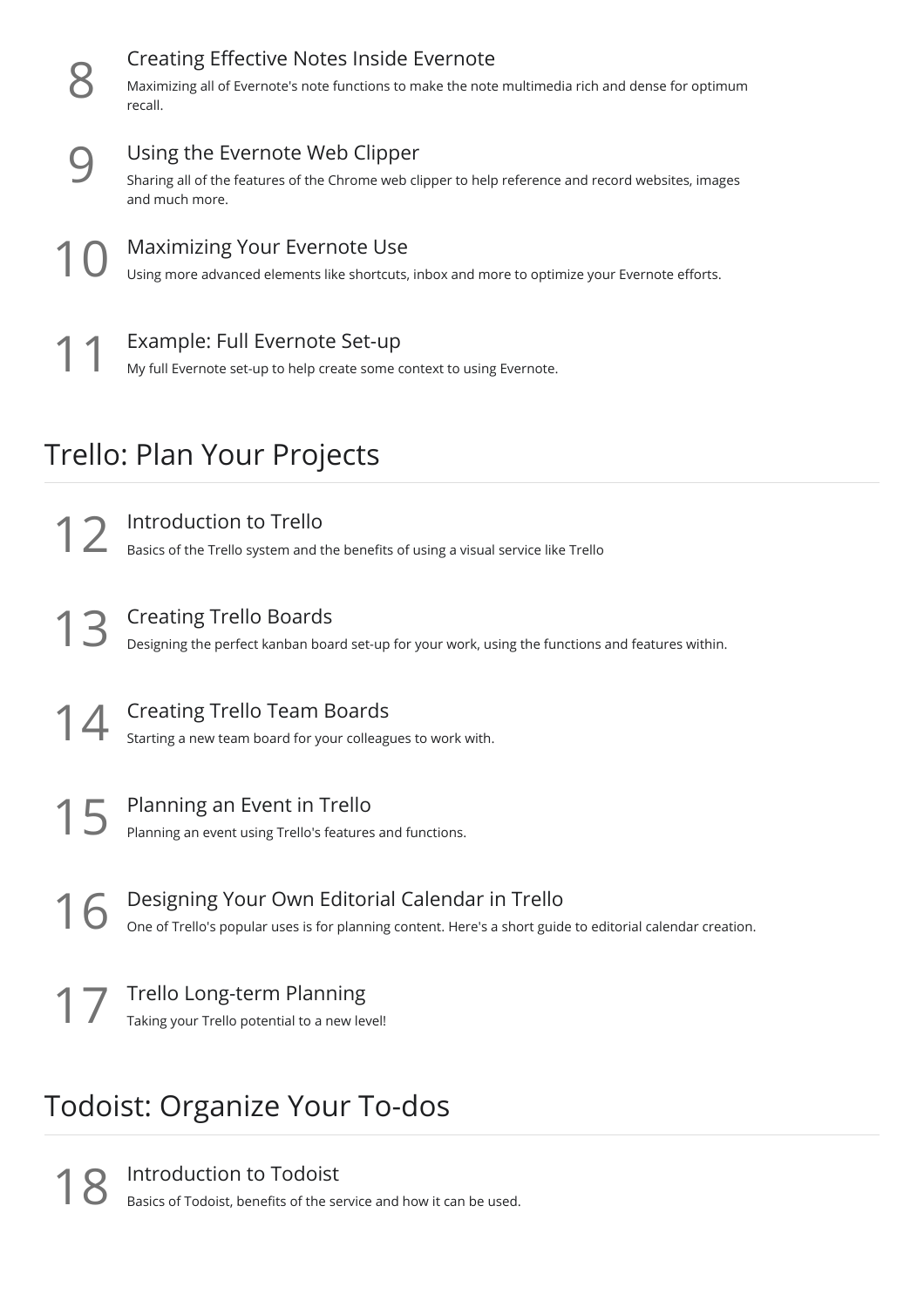8 **Creating Effective Notes Inside Evernote**
Maximizing all of Evernote's note functions to make the note multimedia rich and dense for optimum recall.

9 **Using the Evernote Web Clipper**
Sharing all of the features of the Chrome web clipper to help reference and record websites, images and much more.

10 **Maximizing Your Evernote Use**
Using more advanced elements like shortcuts, inbox and more to optimize your Evernote efforts.

11 **Example: Full Evernote Set-up**
My full Evernote set-up to help create some context to using Evernote.

## Trello: Plan Your Projects

12 **Introduction to Trello**
Basics of the Trello system and the benefits of using a visual service like Trello

13 **Creating Trello Boards**
Designing the perfect kanban board set-up for your work, using the functions and features within.

14 **Creating Trello Team Boards**
Starting a new team board for your colleagues to work with.

15 **Planning an Event in Trello**
Planning an event using Trello's features and functions.

16 **Designing Your Own Editorial Calendar in Trello**
One of Trello's popular uses is for planning content. Here's a short guide to editorial calendar creation.

17 **Trello Long-term Planning**
Taking your Trello potential to a new level!

## Todoist: Organize Your To-dos

18 **Introduction to Todoist**
Basics of Todoist, benefits of the service and how it can be used.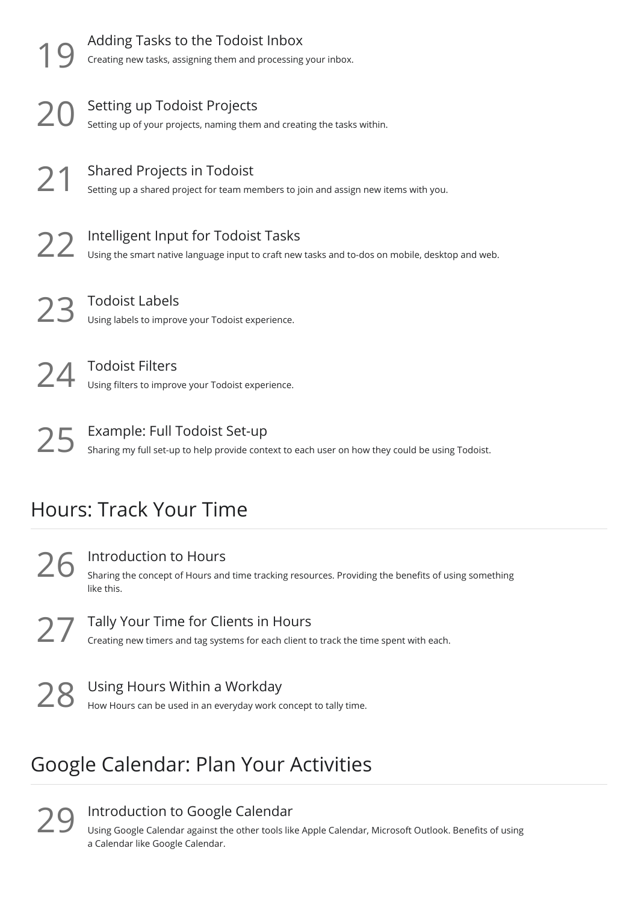19 **Adding Tasks to the Todoist Inbox**
Creating new tasks, assigning them and processing your inbox.

20 **Setting up Todoist Projects**
Setting up of your projects, naming them and creating the tasks within.

21 **Shared Projects in Todoist**
Setting up a shared project for team members to join and assign new items with you.

22 **Intelligent Input for Todoist Tasks**
Using the smart native language input to craft new tasks and to-dos on mobile, desktop and web.

23 **Todoist Labels**
Using labels to improve your Todoist experience.

24 **Todoist Filters**
Using filters to improve your Todoist experience.

25 **Example: Full Todoist Set-up**
Sharing my full set-up to help provide context to each user on how they could be using Todoist.

## Hours: Track Your Time

26 **Introduction to Hours**
Sharing the concept of Hours and time tracking resources. Providing the benefits of using something like this.

27 **Tally Your Time for Clients in Hours**
Creating new timers and tag systems for each client to track the time spent with each.

28 **Using Hours Within a Workday**
How Hours can be used in an everyday work concept to tally time.

## Google Calendar: Plan Your Activities

29 **Introduction to Google Calendar**
Using Google Calendar against the other tools like Apple Calendar, Microsoft Outlook. Benefits of using a Calendar like Google Calendar.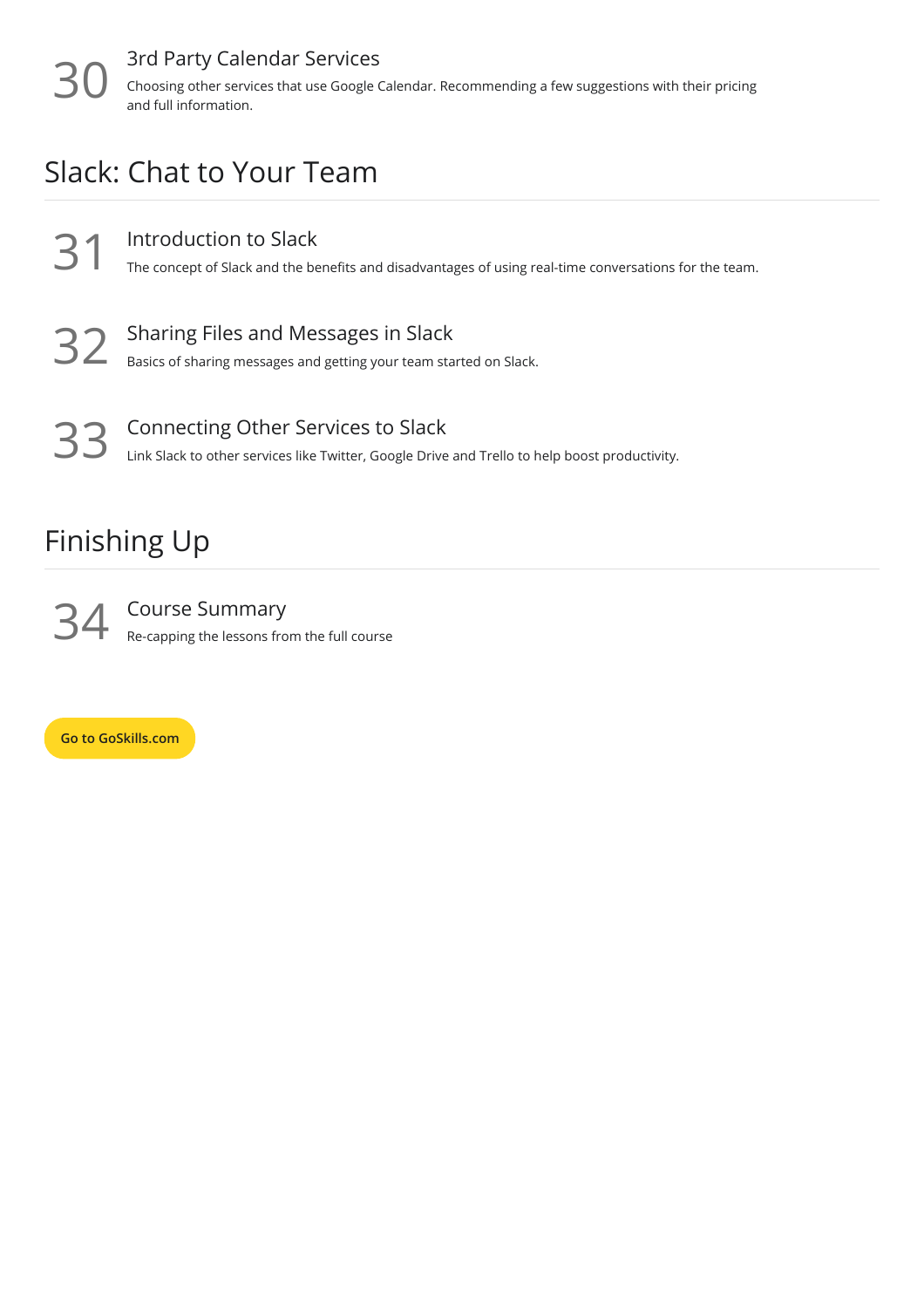### 30 3rd Party Calendar Services

Choosing other services that use Google Calendar. Recommending a few suggestions with their pricing and full information.

## Slack: Chat to Your Team

### 31 Introduction to Slack

The concept of Slack and the benefits and disadvantages of using real-time conversations for the team.

### 32 Sharing Files and Messages in Slack

Basics of sharing messages and getting your team started on Slack.

### 33 Connecting Other Services to Slack

Link Slack to other services like Twitter, Google Drive and Trello to help boost productivity.

## Finishing Up

### 34 Course Summary

Re-capping the lessons from the full course

Go to GoSkills.com